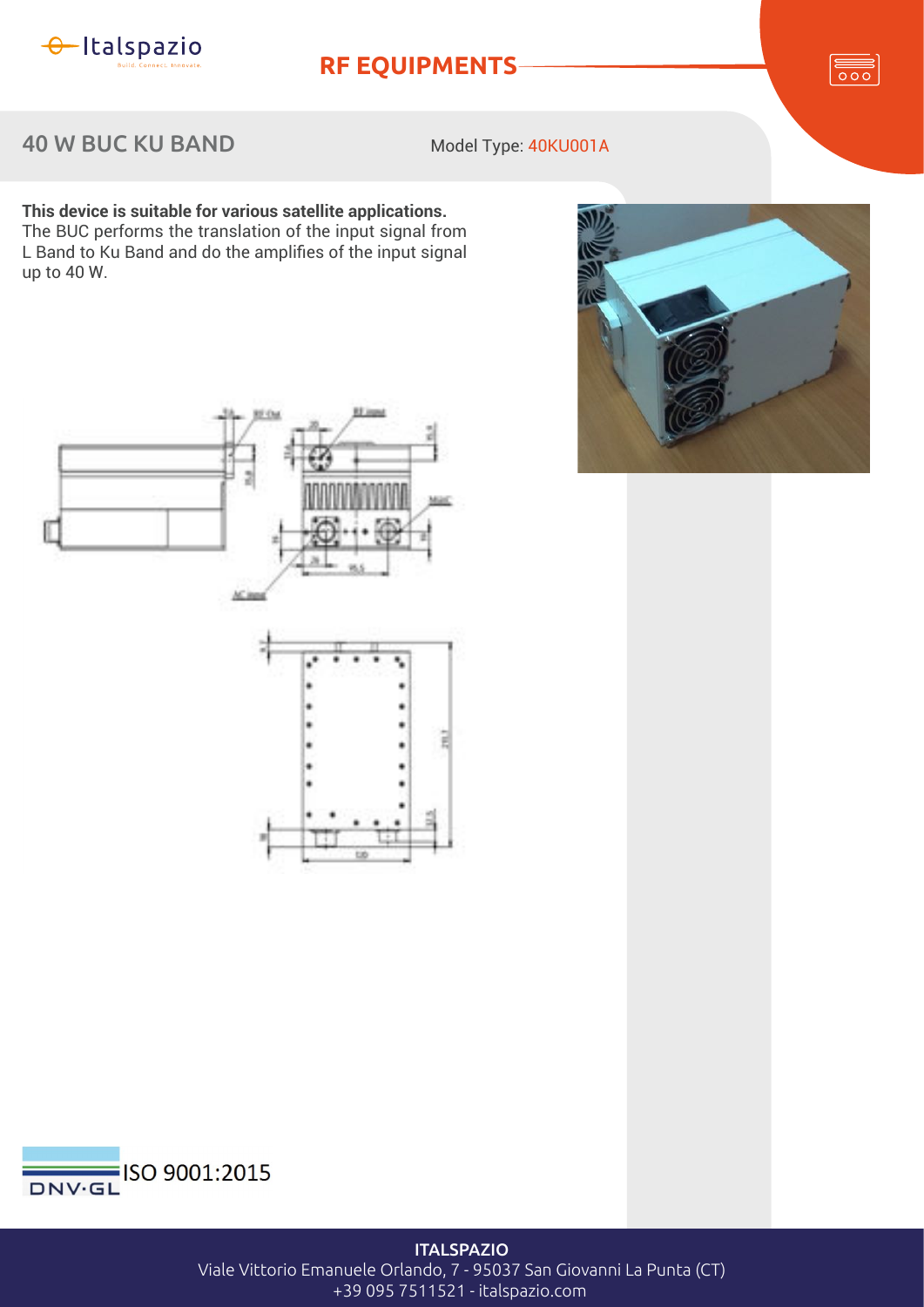# RF EQUIPMENTS

## 40 W BUC KU BAND

Model Type: 40KU001A

**This device is suitable for various satellite applications.**
The BUC performs the translation of the input signal from L Band to Ku Band and do the amplifies of the input signal up to 40 W.

ISO 9001:2015

DNV·GL

**ITALSPAZIO**
Viale Vittorio Emanuele Orlando, 7 - 95037 San Giovanni La Punta (CT)
+39 095 7511521 - italspazio.com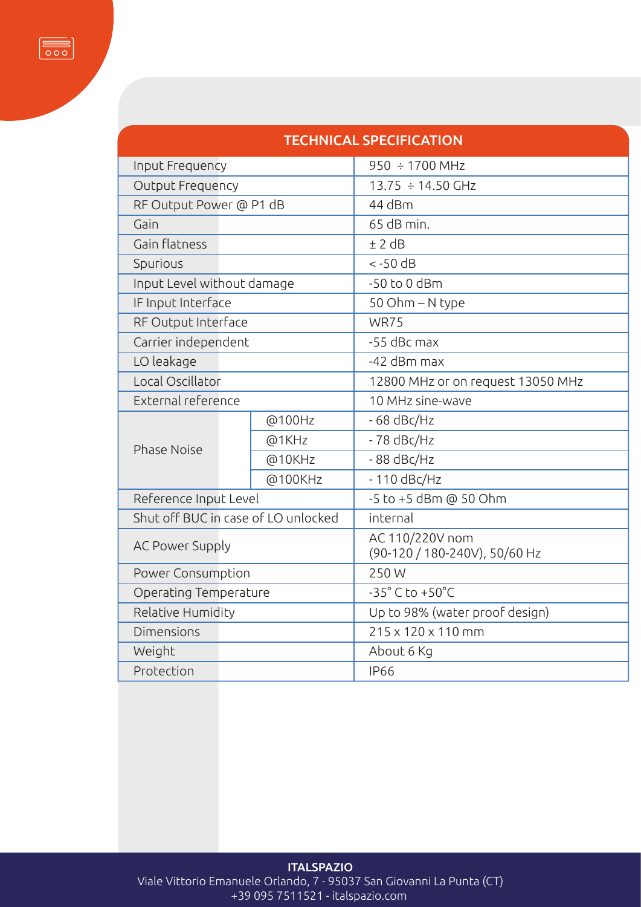## TECHNICAL SPECIFICATION

| | | |
|---|---|---|
| Input Frequency | | 950 ÷ 1700 MHz |
| Output Frequency | | 13.75 ÷ 14.50 GHz |
| RF Output Power @ P1 dB | | 44 dBm |
| Gain | | 65 dB min. |
| Gain flatness | | ± 2 dB |
| Spurious | | < -50 dB |
| Input Level without damage | | -50 to 0 dBm |
| IF Input Interface | | 50 Ohm – N type |
| RF Output Interface | | WR75 |
| Carrier independent | | -55 dBc max |
| LO leakage | | -42 dBm max |
| Local Oscillator | | 12800 MHz or on request 13050 MHz |
| External reference | | 10 MHz sine-wave |
| Phase Noise | @100Hz | - 68 dBc/Hz |
| | @1KHz | - 78 dBc/Hz |
| | @10KHz | - 88 dBc/Hz |
| | @100KHz | - 110 dBc/Hz |
| Reference Input Level | | -5 to +5 dBm @ 50 Ohm |
| Shut off BUC in case of LO unlocked | | internal |
| AC Power Supply | | AC 110/220V nom (90-120 / 180-240V), 50/60 Hz |
| Power Consumption | | 250 W |
| Operating Temperature | | -35° C to +50°C |
| Relative Humidity | | Up to 98% (water proof design) |
| Dimensions | | 215 x 120 x 110 mm |
| Weight | | About 6 Kg |
| Protection | | IP66 |

**ITALSPAZIO**
Viale Vittorio Emanuele Orlando, 7 - 95037 San Giovanni La Punta (CT)
+39 095 7511521 - italspazio.com